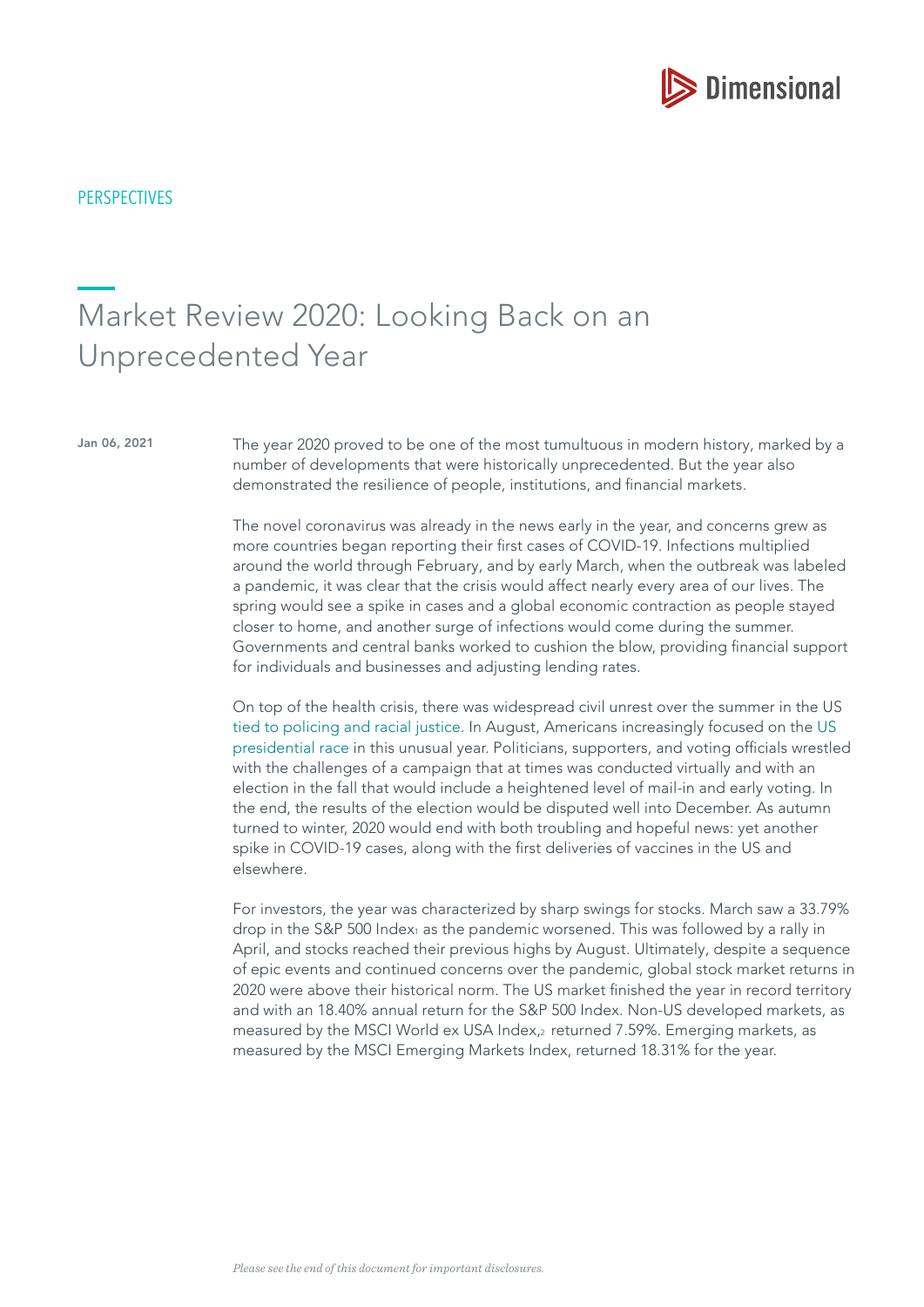PERSPECTIVES

# Market Review 2020: Looking Back on an Unprecedented Year

Jan 06, 2021

The year 2020 proved to be one of the most tumultuous in modern history, marked by a number of developments that were historically unprecedented. But the year also demonstrated the resilience of people, institutions, and financial markets.

The novel coronavirus was already in the news early in the year, and concerns grew as more countries began reporting their first cases of COVID-19. Infections multiplied around the world through February, and by early March, when the outbreak was labeled a pandemic, it was clear that the crisis would affect nearly every area of our lives. The spring would see a spike in cases and a global economic contraction as people stayed closer to home, and another surge of infections would come during the summer. Governments and central banks worked to cushion the blow, providing financial support for individuals and businesses and adjusting lending rates.

On top of the health crisis, there was widespread civil unrest over the summer in the US tied to policing and racial justice. In August, Americans increasingly focused on the US presidential race in this unusual year. Politicians, supporters, and voting officials wrestled with the challenges of a campaign that at times was conducted virtually and with an election in the fall that would include a heightened level of mail-in and early voting. In the end, the results of the election would be disputed well into December. As autumn turned to winter, 2020 would end with both troubling and hopeful news: yet another spike in COVID-19 cases, along with the first deliveries of vaccines in the US and elsewhere.

For investors, the year was characterized by sharp swings for stocks. March saw a 33.79% drop in the S&P 500 Index[1] as the pandemic worsened. This was followed by a rally in April, and stocks reached their previous highs by August. Ultimately, despite a sequence of epic events and continued concerns over the pandemic, global stock market returns in 2020 were above their historical norm. The US market finished the year in record territory and with an 18.40% annual return for the S&P 500 Index. Non-US developed markets, as measured by the MSCI World ex USA Index,[2] returned 7.59%. Emerging markets, as measured by the MSCI Emerging Markets Index, returned 18.31% for the year.

*Please see the end of this document for important disclosures.*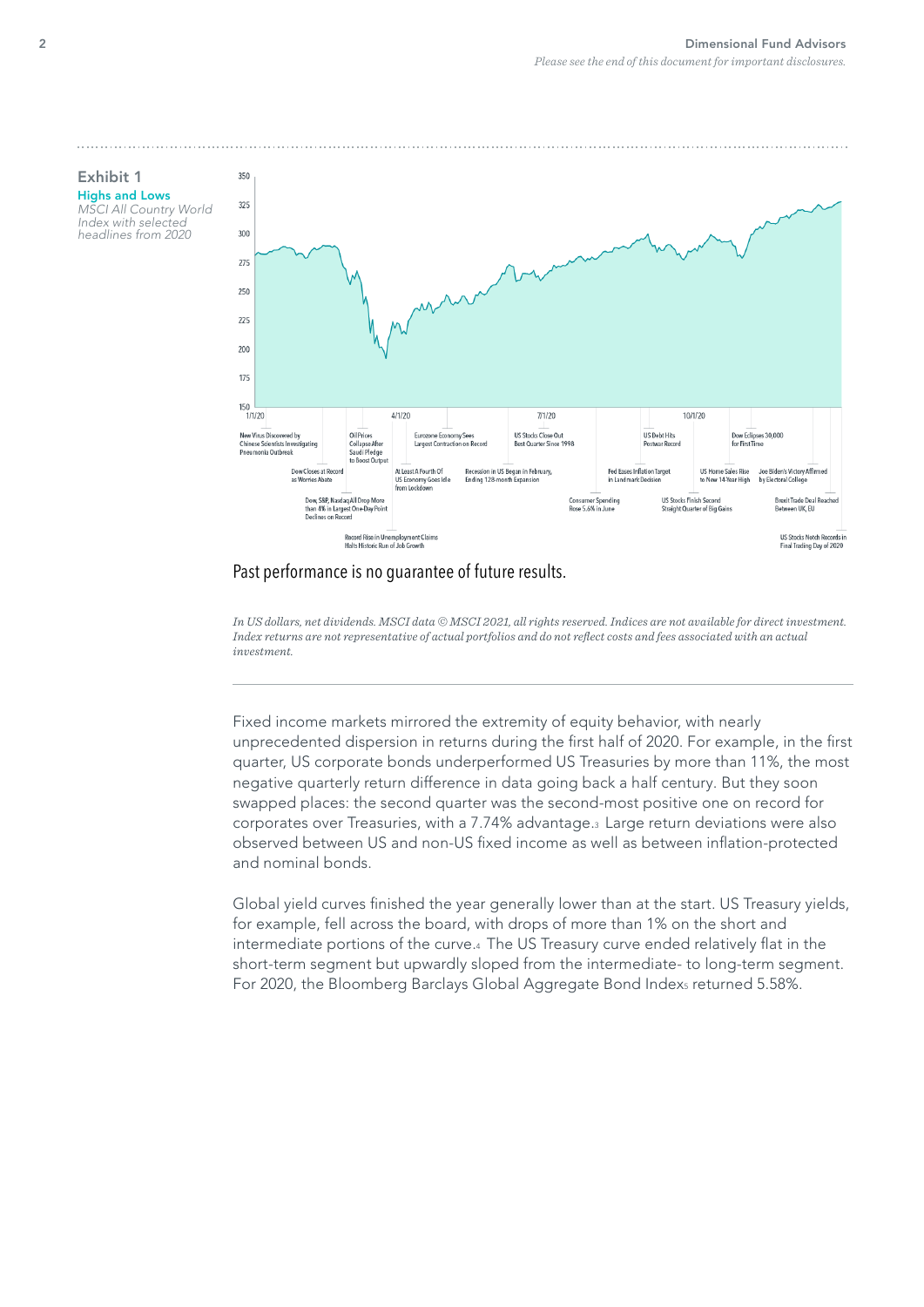**Exhibit 1**

**Highs and Lows**

*MSCI All Country World Index with selected headlines from 2020*

Past performance is no guarantee of future results.

*In US dollars, net dividends. MSCI data © MSCI 2021, all rights reserved. Indices are not available for direct investment. Index returns are not representative of actual portfolios and do not reflect costs and fees associated with an actual investment.*

Fixed income markets mirrored the extremity of equity behavior, with nearly unprecedented dispersion in returns during the first half of 2020. For example, in the first quarter, US corporate bonds underperformed US Treasuries by more than 11%, the most negative quarterly return difference in data going back a half century. But they soon swapped places: the second quarter was the second-most positive one on record for corporates over Treasuries, with a 7.74% advantage.[3] Large return deviations were also observed between US and non-US fixed income as well as between inflation-protected and nominal bonds.

Global yield curves finished the year generally lower than at the start. US Treasury yields, for example, fell across the board, with drops of more than 1% on the short and intermediate portions of the curve.[4] The US Treasury curve ended relatively flat in the short-term segment but upwardly sloped from the intermediate- to long-term segment. For 2020, the Bloomberg Barclays Global Aggregate Bond Index[5] returned 5.58%.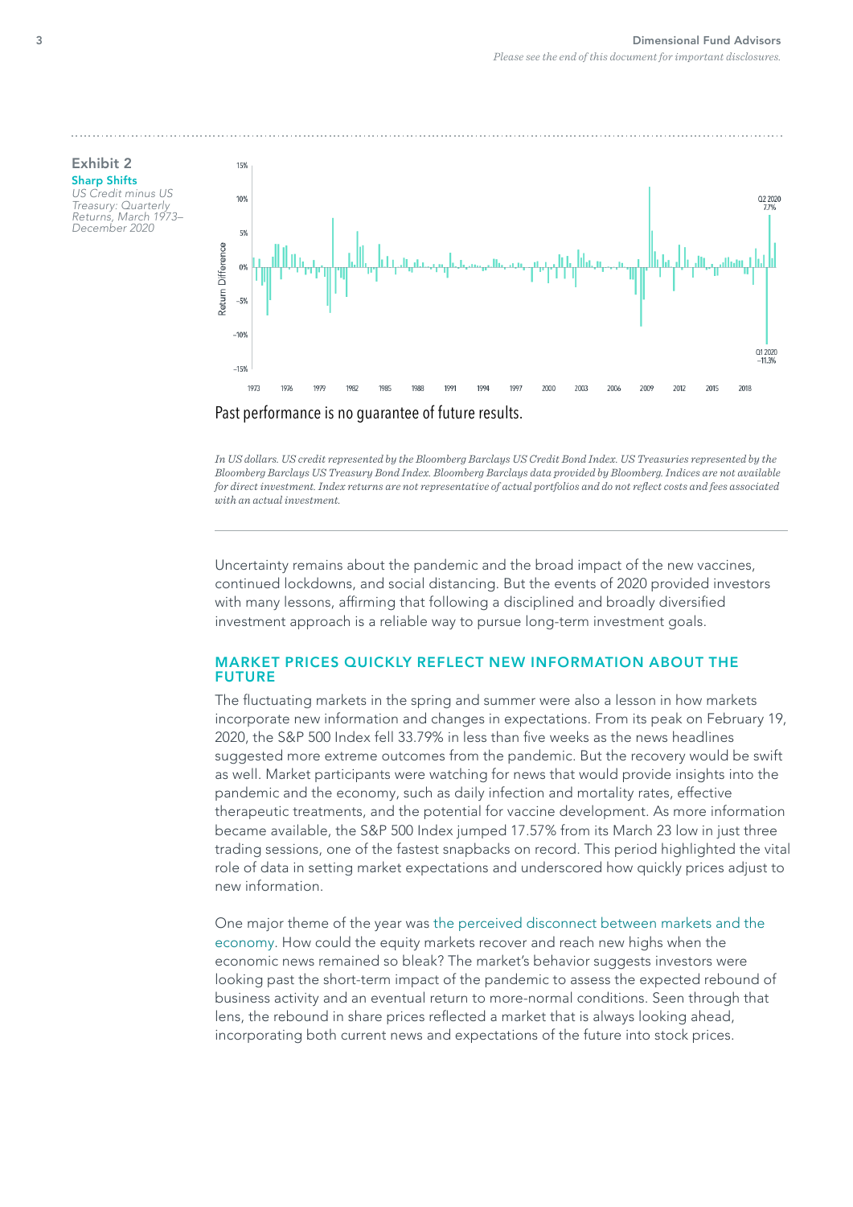**Exhibit 2**

**Sharp Shifts**

*US Credit minus US Treasury: Quarterly Returns, March 1973–December 2020*

Past performance is no guarantee of future results.

*In US dollars. US credit represented by the Bloomberg Barclays US Credit Bond Index. US Treasuries represented by the Bloomberg Barclays US Treasury Bond Index. Bloomberg Barclays data provided by Bloomberg. Indices are not available for direct investment. Index returns are not representative of actual portfolios and do not reflect costs and fees associated with an actual investment.*

Uncertainty remains about the pandemic and the broad impact of the new vaccines, continued lockdowns, and social distancing. But the events of 2020 provided investors with many lessons, affirming that following a disciplined and broadly diversified investment approach is a reliable way to pursue long-term investment goals.

## MARKET PRICES QUICKLY REFLECT NEW INFORMATION ABOUT THE FUTURE

The fluctuating markets in the spring and summer were also a lesson in how markets incorporate new information and changes in expectations. From its peak on February 19, 2020, the S&P 500 Index fell 33.79% in less than five weeks as the news headlines suggested more extreme outcomes from the pandemic. But the recovery would be swift as well. Market participants were watching for news that would provide insights into the pandemic and the economy, such as daily infection and mortality rates, effective therapeutic treatments, and the potential for vaccine development. As more information became available, the S&P 500 Index jumped 17.57% from its March 23 low in just three trading sessions, one of the fastest snapbacks on record. This period highlighted the vital role of data in setting market expectations and underscored how quickly prices adjust to new information.

One major theme of the year was the perceived disconnect between markets and the economy. How could the equity markets recover and reach new highs when the economic news remained so bleak? The market's behavior suggests investors were looking past the short-term impact of the pandemic to assess the expected rebound of business activity and an eventual return to more-normal conditions. Seen through that lens, the rebound in share prices reflected a market that is always looking ahead, incorporating both current news and expectations of the future into stock prices.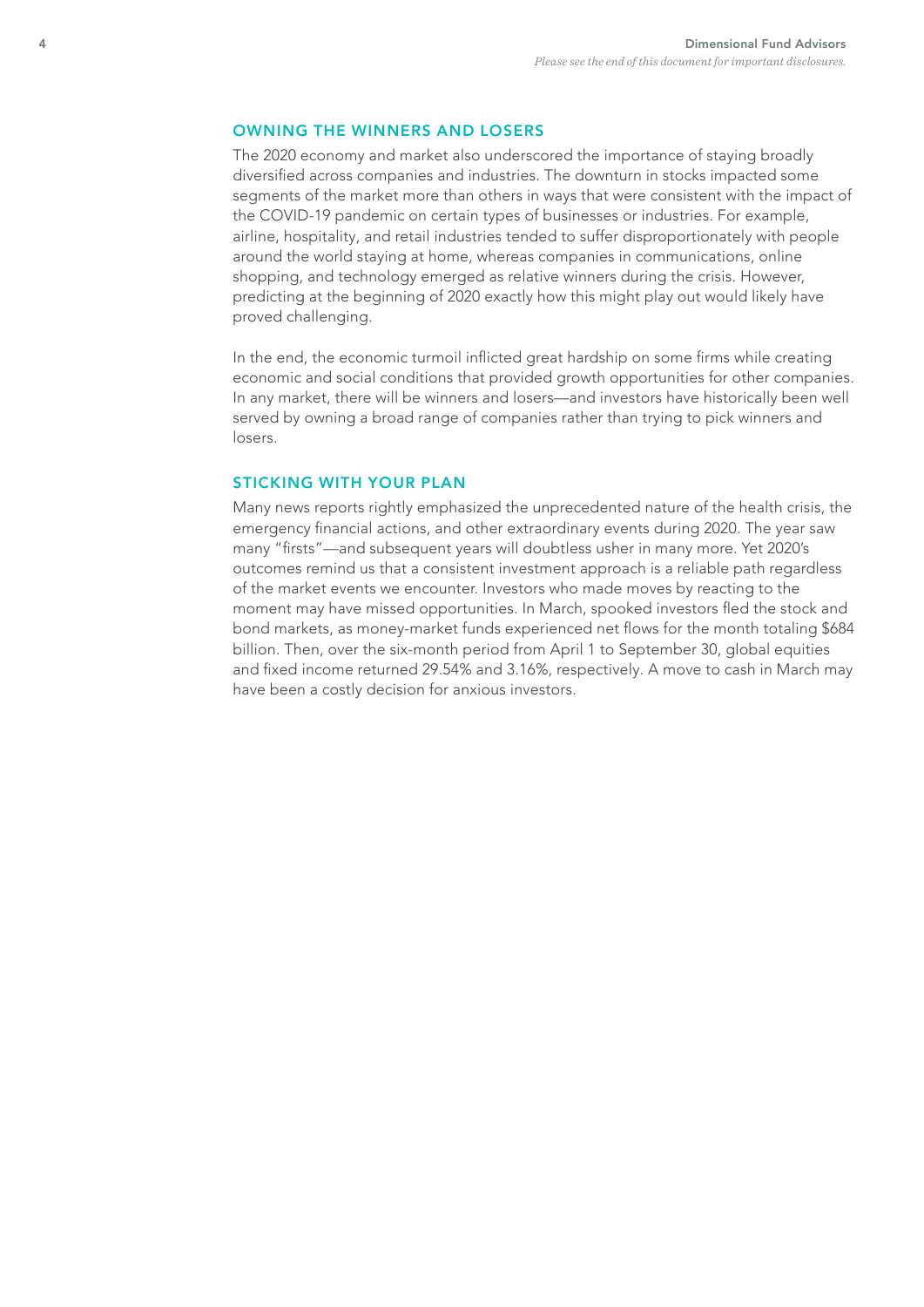## OWNING THE WINNERS AND LOSERS

The 2020 economy and market also underscored the importance of staying broadly diversified across companies and industries. The downturn in stocks impacted some segments of the market more than others in ways that were consistent with the impact of the COVID-19 pandemic on certain types of businesses or industries. For example, airline, hospitality, and retail industries tended to suffer disproportionately with people around the world staying at home, whereas companies in communications, online shopping, and technology emerged as relative winners during the crisis. However, predicting at the beginning of 2020 exactly how this might play out would likely have proved challenging.

In the end, the economic turmoil inflicted great hardship on some firms while creating economic and social conditions that provided growth opportunities for other companies. In any market, there will be winners and losers—and investors have historically been well served by owning a broad range of companies rather than trying to pick winners and losers.

## STICKING WITH YOUR PLAN

Many news reports rightly emphasized the unprecedented nature of the health crisis, the emergency financial actions, and other extraordinary events during 2020. The year saw many "firsts"—and subsequent years will doubtless usher in many more. Yet 2020's outcomes remind us that a consistent investment approach is a reliable path regardless of the market events we encounter. Investors who made moves by reacting to the moment may have missed opportunities. In March, spooked investors fled the stock and bond markets, as money-market funds experienced net flows for the month totaling $684 billion. Then, over the six-month period from April 1 to September 30, global equities and fixed income returned 29.54% and 3.16%, respectively. A move to cash in March may have been a costly decision for anxious investors.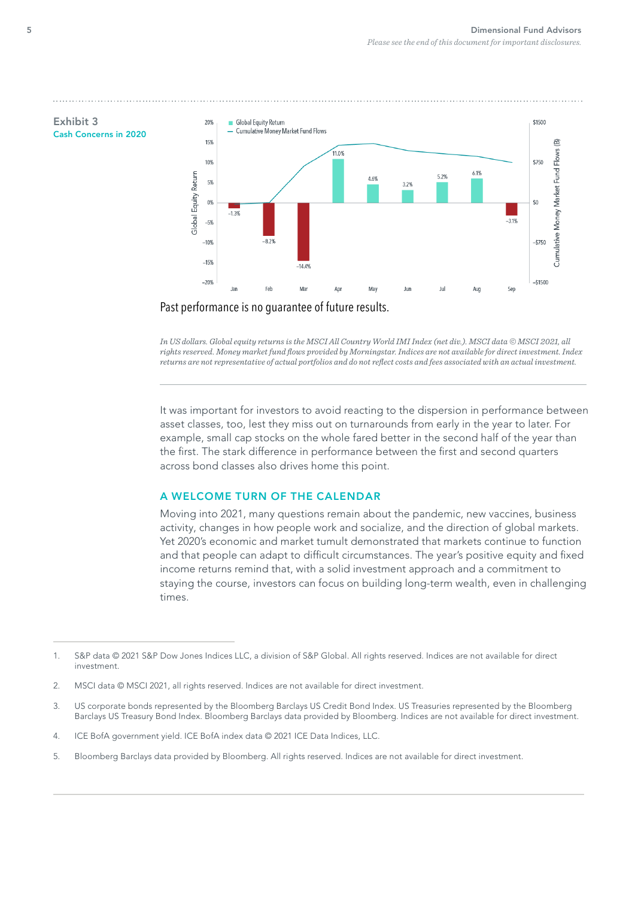**Exhibit 3**
**Cash Concerns in 2020**

Past performance is no guarantee of future results.

*In US dollars. Global equity returns is the MSCI All Country World IMI Index (net div.). MSCI data © MSCI 2021, all rights reserved. Money market fund flows provided by Morningstar. Indices are not available for direct investment. Index returns are not representative of actual portfolios and do not reflect costs and fees associated with an actual investment.*

It was important for investors to avoid reacting to the dispersion in performance between asset classes, too, lest they miss out on turnarounds from early in the year to later. For example, small cap stocks on the whole fared better in the second half of the year than the first. The stark difference in performance between the first and second quarters across bond classes also drives home this point.

## A WELCOME TURN OF THE CALENDAR

Moving into 2021, many questions remain about the pandemic, new vaccines, business activity, changes in how people work and socialize, and the direction of global markets. Yet 2020's economic and market tumult demonstrated that markets continue to function and that people can adapt to difficult circumstances. The year's positive equity and fixed income returns remind that, with a solid investment approach and a commitment to staying the course, investors can focus on building long-term wealth, even in challenging times.

---

1. S&P data © 2021 S&P Dow Jones Indices LLC, a division of S&P Global. All rights reserved. Indices are not available for direct investment.
2. MSCI data © MSCI 2021, all rights reserved. Indices are not available for direct investment.
3. US corporate bonds represented by the Bloomberg Barclays US Credit Bond Index. US Treasuries represented by the Bloomberg Barclays US Treasury Bond Index. Bloomberg Barclays data provided by Bloomberg. Indices are not available for direct investment.
4. ICE BofA government yield. ICE BofA index data © 2021 ICE Data Indices, LLC.
5. Bloomberg Barclays data provided by Bloomberg. All rights reserved. Indices are not available for direct investment.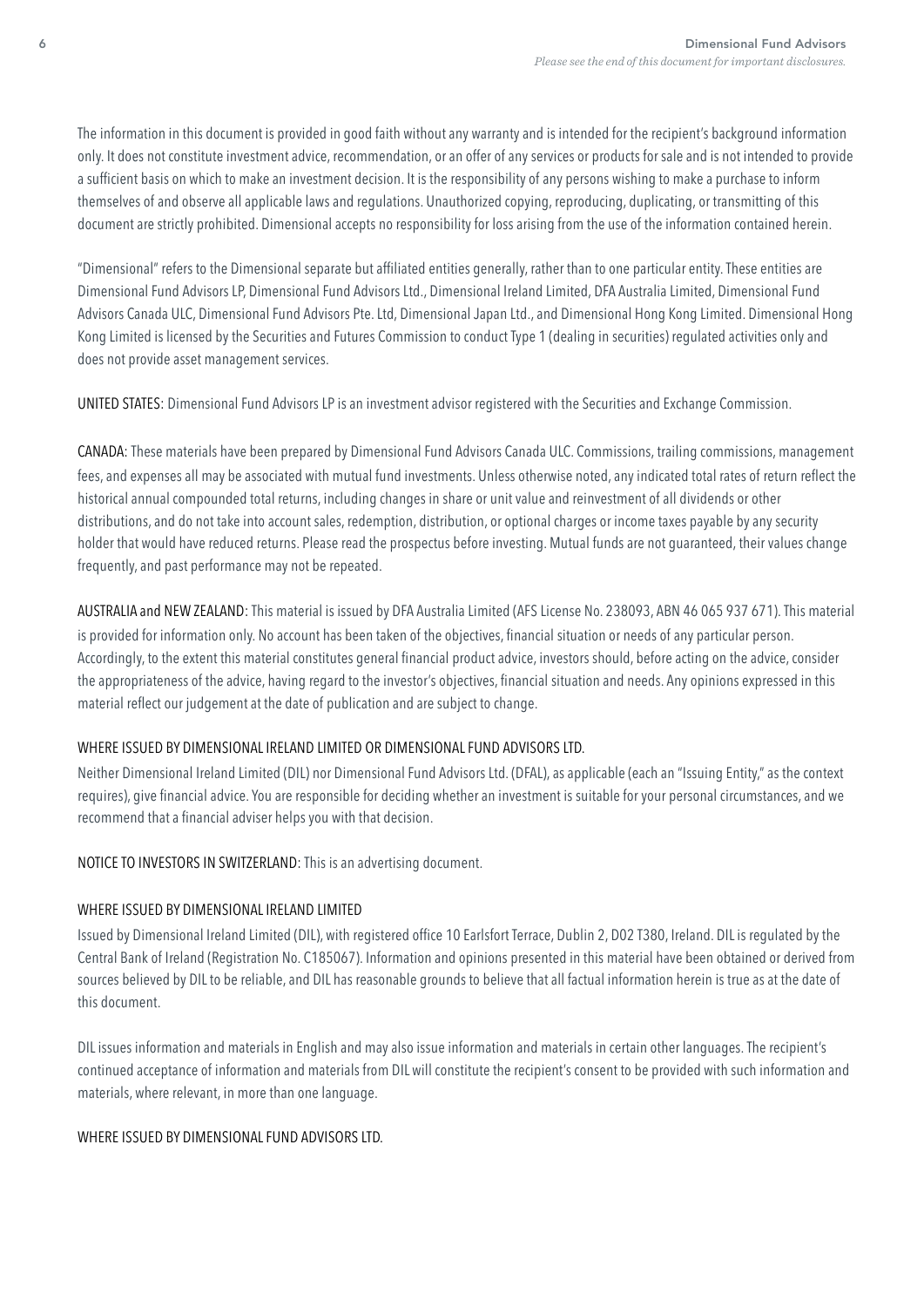The information in this document is provided in good faith without any warranty and is intended for the recipient's background information only. It does not constitute investment advice, recommendation, or an offer of any services or products for sale and is not intended to provide a sufficient basis on which to make an investment decision. It is the responsibility of any persons wishing to make a purchase to inform themselves of and observe all applicable laws and regulations. Unauthorized copying, reproducing, duplicating, or transmitting of this document are strictly prohibited. Dimensional accepts no responsibility for loss arising from the use of the information contained herein.

"Dimensional" refers to the Dimensional separate but affiliated entities generally, rather than to one particular entity. These entities are Dimensional Fund Advisors LP, Dimensional Fund Advisors Ltd., Dimensional Ireland Limited, DFA Australia Limited, Dimensional Fund Advisors Canada ULC, Dimensional Fund Advisors Pte. Ltd, Dimensional Japan Ltd., and Dimensional Hong Kong Limited. Dimensional Hong Kong Limited is licensed by the Securities and Futures Commission to conduct Type 1 (dealing in securities) regulated activities only and does not provide asset management services.

UNITED STATES: Dimensional Fund Advisors LP is an investment advisor registered with the Securities and Exchange Commission.

CANADA: These materials have been prepared by Dimensional Fund Advisors Canada ULC. Commissions, trailing commissions, management fees, and expenses all may be associated with mutual fund investments. Unless otherwise noted, any indicated total rates of return reflect the historical annual compounded total returns, including changes in share or unit value and reinvestment of all dividends or other distributions, and do not take into account sales, redemption, distribution, or optional charges or income taxes payable by any security holder that would have reduced returns. Please read the prospectus before investing. Mutual funds are not guaranteed, their values change frequently, and past performance may not be repeated.

AUSTRALIA and NEW ZEALAND: This material is issued by DFA Australia Limited (AFS License No. 238093, ABN 46 065 937 671). This material is provided for information only. No account has been taken of the objectives, financial situation or needs of any particular person. Accordingly, to the extent this material constitutes general financial product advice, investors should, before acting on the advice, consider the appropriateness of the advice, having regard to the investor's objectives, financial situation and needs. Any opinions expressed in this material reflect our judgement at the date of publication and are subject to change.

WHERE ISSUED BY DIMENSIONAL IRELAND LIMITED OR DIMENSIONAL FUND ADVISORS LTD.

Neither Dimensional Ireland Limited (DIL) nor Dimensional Fund Advisors Ltd. (DFAL), as applicable (each an "Issuing Entity," as the context requires), give financial advice. You are responsible for deciding whether an investment is suitable for your personal circumstances, and we recommend that a financial adviser helps you with that decision.

NOTICE TO INVESTORS IN SWITZERLAND: This is an advertising document.

WHERE ISSUED BY DIMENSIONAL IRELAND LIMITED

Issued by Dimensional Ireland Limited (DIL), with registered office 10 Earlsfort Terrace, Dublin 2, D02 T380, Ireland. DIL is regulated by the Central Bank of Ireland (Registration No. C185067). Information and opinions presented in this material have been obtained or derived from sources believed by DIL to be reliable, and DIL has reasonable grounds to believe that all factual information herein is true as at the date of this document.

DIL issues information and materials in English and may also issue information and materials in certain other languages. The recipient's continued acceptance of information and materials from DIL will constitute the recipient's consent to be provided with such information and materials, where relevant, in more than one language.

WHERE ISSUED BY DIMENSIONAL FUND ADVISORS LTD.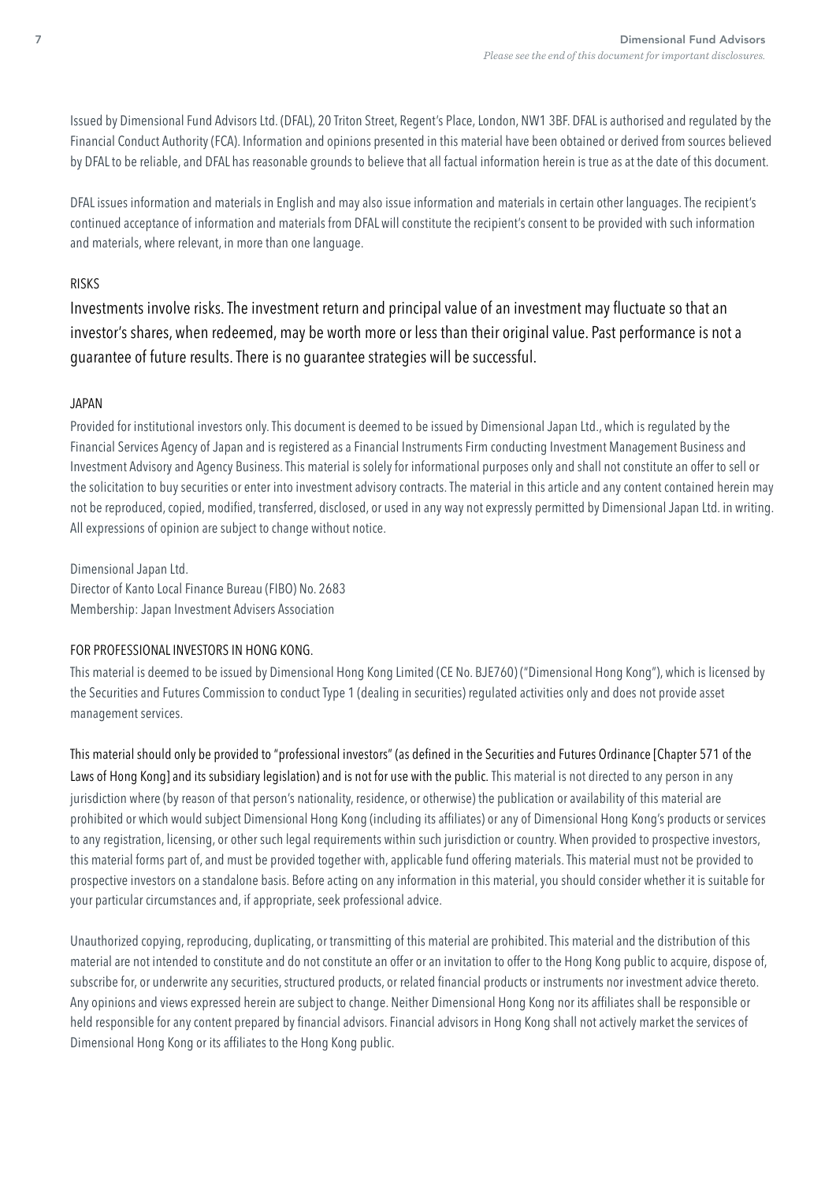Issued by Dimensional Fund Advisors Ltd. (DFAL), 20 Triton Street, Regent's Place, London, NW1 3BF. DFAL is authorised and regulated by the Financial Conduct Authority (FCA). Information and opinions presented in this material have been obtained or derived from sources believed by DFAL to be reliable, and DFAL has reasonable grounds to believe that all factual information herein is true as at the date of this document.

DFAL issues information and materials in English and may also issue information and materials in certain other languages. The recipient's continued acceptance of information and materials from DFAL will constitute the recipient's consent to be provided with such information and materials, where relevant, in more than one language.

RISKS

Investments involve risks. The investment return and principal value of an investment may fluctuate so that an investor's shares, when redeemed, may be worth more or less than their original value. Past performance is not a guarantee of future results. There is no guarantee strategies will be successful.

JAPAN

Provided for institutional investors only. This document is deemed to be issued by Dimensional Japan Ltd., which is regulated by the Financial Services Agency of Japan and is registered as a Financial Instruments Firm conducting Investment Management Business and Investment Advisory and Agency Business. This material is solely for informational purposes only and shall not constitute an offer to sell or the solicitation to buy securities or enter into investment advisory contracts. The material in this article and any content contained herein may not be reproduced, copied, modified, transferred, disclosed, or used in any way not expressly permitted by Dimensional Japan Ltd. in writing. All expressions of opinion are subject to change without notice.

Dimensional Japan Ltd.
Director of Kanto Local Finance Bureau (FIBO) No. 2683
Membership: Japan Investment Advisers Association

FOR PROFESSIONAL INVESTORS IN HONG KONG.

This material is deemed to be issued by Dimensional Hong Kong Limited (CE No. BJE760) ("Dimensional Hong Kong"), which is licensed by the Securities and Futures Commission to conduct Type 1 (dealing in securities) regulated activities only and does not provide asset management services.

This material should only be provided to "professional investors" (as defined in the Securities and Futures Ordinance [Chapter 571 of the Laws of Hong Kong] and its subsidiary legislation) and is not for use with the public. This material is not directed to any person in any jurisdiction where (by reason of that person's nationality, residence, or otherwise) the publication or availability of this material are prohibited or which would subject Dimensional Hong Kong (including its affiliates) or any of Dimensional Hong Kong's products or services to any registration, licensing, or other such legal requirements within such jurisdiction or country. When provided to prospective investors, this material forms part of, and must be provided together with, applicable fund offering materials. This material must not be provided to prospective investors on a standalone basis. Before acting on any information in this material, you should consider whether it is suitable for your particular circumstances and, if appropriate, seek professional advice.

Unauthorized copying, reproducing, duplicating, or transmitting of this material are prohibited. This material and the distribution of this material are not intended to constitute and do not constitute an offer or an invitation to offer to the Hong Kong public to acquire, dispose of, subscribe for, or underwrite any securities, structured products, or related financial products or instruments nor investment advice thereto. Any opinions and views expressed herein are subject to change. Neither Dimensional Hong Kong nor its affiliates shall be responsible or held responsible for any content prepared by financial advisors. Financial advisors in Hong Kong shall not actively market the services of Dimensional Hong Kong or its affiliates to the Hong Kong public.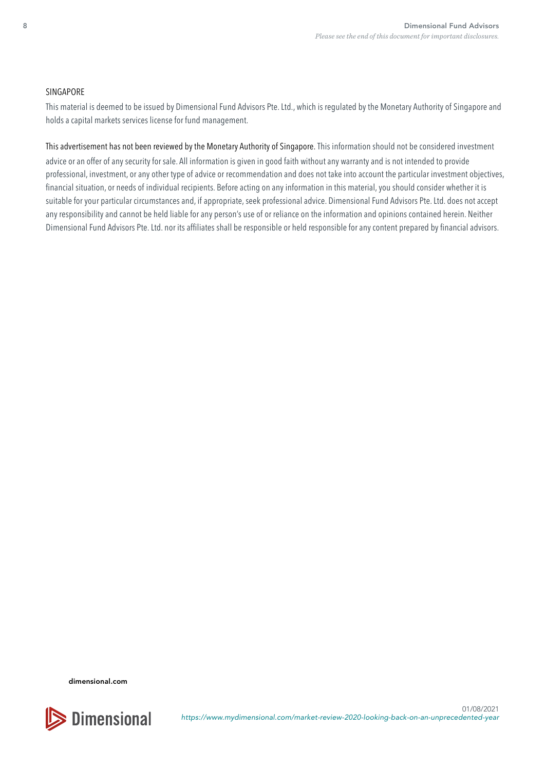SINGAPORE

This material is deemed to be issued by Dimensional Fund Advisors Pte. Ltd., which is regulated by the Monetary Authority of Singapore and holds a capital markets services license for fund management.

This advertisement has not been reviewed by the Monetary Authority of Singapore. This information should not be considered investment advice or an offer of any security for sale. All information is given in good faith without any warranty and is not intended to provide professional, investment, or any other type of advice or recommendation and does not take into account the particular investment objectives, financial situation, or needs of individual recipients. Before acting on any information in this material, you should consider whether it is suitable for your particular circumstances and, if appropriate, seek professional advice. Dimensional Fund Advisors Pte. Ltd. does not accept any responsibility and cannot be held liable for any person's use of or reliance on the information and opinions contained herein. Neither Dimensional Fund Advisors Pte. Ltd. nor its affiliates shall be responsible or held responsible for any content prepared by financial advisors.

dimensional.com